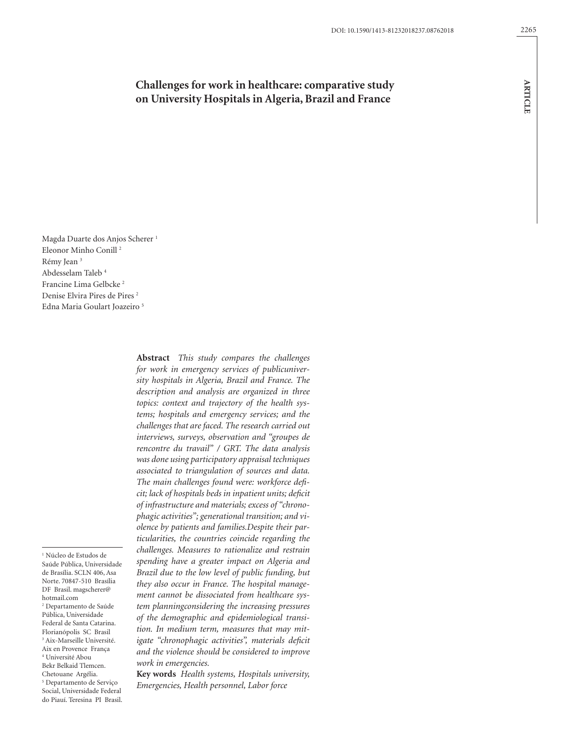DOI: 10.1590/1413-81232018237.08762018

ARTICLE

# Challenges for work in healthcare: comparative study on University Hospitals in Algeria, Brazil and France

Magda Duarte dos Anjos Scherer [1]
Eleonor Minho Conill [2]
Rémy Jean [3]
Abdesselam Taleb [4]
Francine Lima Gelbcke [2]
Denise Elvira Pires de Pires [2]
Edna Maria Goulart Joazeiro [5]

**Abstract** *This study compares the challenges for work in emergency services of publicuniversity hospitals in Algeria, Brazil and France. The description and analysis are organized in three topics: context and trajectory of the health systems; hospitals and emergency services; and the challenges that are faced. The research carried out interviews, surveys, observation and "groupes de rencontre du travail" / GRT. The data analysis was done using participatory appraisal techniques associated to triangulation of sources and data. The main challenges found were: workforce deficit; lack of hospitals beds in inpatient units; deficit of infrastructure and materials; excess of "chronophagic activities"; generational transition; and violence by patients and families.Despite their particularities, the countries coincide regarding the challenges. Measures to rationalize and restrain spending have a greater impact on Algeria and Brazil due to the low level of public funding, but they also occur in France. The hospital management cannot be dissociated from healthcare system planningconsidering the increasing pressures of the demographic and epidemiological transition. In medium term, measures that may mitigate "chronophagic activities", materials deficit and the violence should be considered to improve work in emergencies.*

**Key words** *Health systems, Hospitals university, Emergencies, Health personnel, Labor force*

[1] Núcleo de Estudos de Saúde Pública, Universidade de Brasília. SCLN 406, Asa Norte. 70847-510 Brasília DF Brasil. magscherer@hotmail.com
[2] Departamento de Saúde Pública, Universidade Federal de Santa Catarina. Florianópolis SC Brasil
[3] Aix-Marseille Université. Aix en Provence França
[4] Université Abou Bekr Belkaid Tlemcen. Chetouane Argélia.
[5] Departamento de Serviço Social, Universidade Federal do Piauí. Teresina PI Brasil.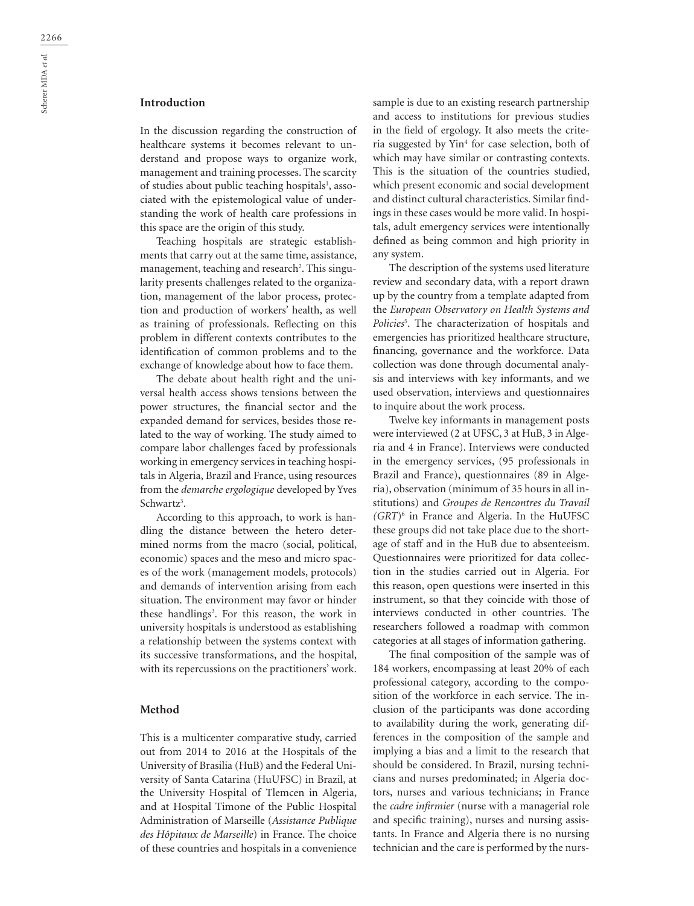## Introduction

In the discussion regarding the construction of healthcare systems it becomes relevant to understand and propose ways to organize work, management and training processes. The scarcity of studies about public teaching hospitals[1], associated with the epistemological value of understanding the work of health care professions in this space are the origin of this study.

Teaching hospitals are strategic establishments that carry out at the same time, assistance, management, teaching and research[2]. This singularity presents challenges related to the organization, management of the labor process, protection and production of workers' health, as well as training of professionals. Reflecting on this problem in different contexts contributes to the identification of common problems and to the exchange of knowledge about how to face them.

The debate about health right and the universal health access shows tensions between the power structures, the financial sector and the expanded demand for services, besides those related to the way of working. The study aimed to compare labor challenges faced by professionals working in emergency services in teaching hospitals in Algeria, Brazil and France, using resources from the *demarche ergologique* developed by Yves Schwartz[3].

According to this approach, to work is handling the distance between the hetero determined norms from the macro (social, political, economic) spaces and the meso and micro spaces of the work (management models, protocols) and demands of intervention arising from each situation. The environment may favor or hinder these handlings[3]. For this reason, the work in university hospitals is understood as establishing a relationship between the systems context with its successive transformations, and the hospital, with its repercussions on the practitioners' work.

## Method

This is a multicenter comparative study, carried out from 2014 to 2016 at the Hospitals of the University of Brasilia (HuB) and the Federal University of Santa Catarina (HuUFSC) in Brazil, at the University Hospital of Tlemcen in Algeria, and at Hospital Timone of the Public Hospital Administration of Marseille (*Assistance Publique des Hôpitaux de Marseille*) in France. The choice of these countries and hospitals in a convenience sample is due to an existing research partnership and access to institutions for previous studies in the field of ergology. It also meets the criteria suggested by Yin[4] for case selection, both of which may have similar or contrasting contexts. This is the situation of the countries studied, which present economic and social development and distinct cultural characteristics. Similar findings in these cases would be more valid. In hospitals, adult emergency services were intentionally defined as being common and high priority in any system.

The description of the systems used literature review and secondary data, with a report drawn up by the country from a template adapted from the *European Observatory on Health Systems and Policies*[5]. The characterization of hospitals and emergencies has prioritized healthcare structure, financing, governance and the workforce. Data collection was done through documental analysis and interviews with key informants, and we used observation, interviews and questionnaires to inquire about the work process.

Twelve key informants in management posts were interviewed (2 at UFSC, 3 at HuB, 3 in Algeria and 4 in France). Interviews were conducted in the emergency services, (95 professionals in Brazil and France), questionnaires (89 in Algeria), observation (minimum of 35 hours in all institutions) and *Groupes de Rencontres du Travail (GRT)*[6] in France and Algeria. In the HuUFSC these groups did not take place due to the shortage of staff and in the HuB due to absenteeism. Questionnaires were prioritized for data collection in the studies carried out in Algeria. For this reason, open questions were inserted in this instrument, so that they coincide with those of interviews conducted in other countries. The researchers followed a roadmap with common categories at all stages of information gathering.

The final composition of the sample was of 184 workers, encompassing at least 20% of each professional category, according to the composition of the workforce in each service. The inclusion of the participants was done according to availability during the work, generating differences in the composition of the sample and implying a bias and a limit to the research that should be considered. In Brazil, nursing technicians and nurses predominated; in Algeria doctors, nurses and various technicians; in France the *cadre infirmier* (nurse with a managerial role and specific training), nurses and nursing assistants. In France and Algeria there is no nursing technician and the care is performed by the nurs-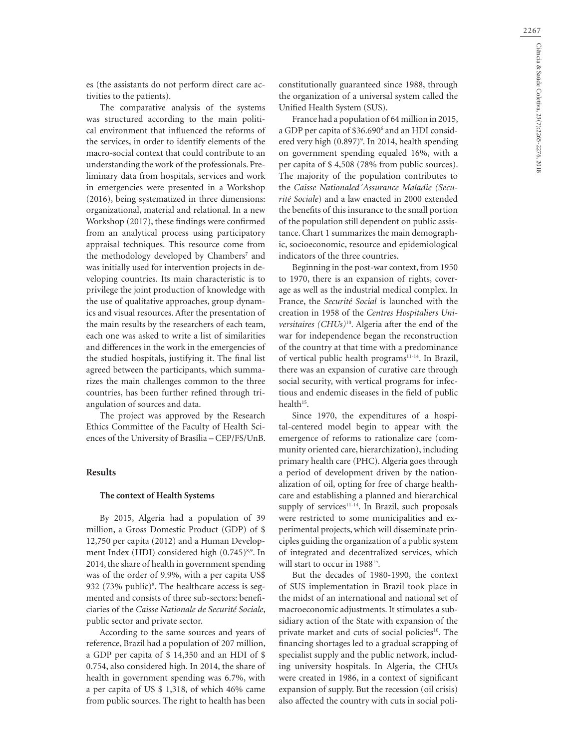es (the assistants do not perform direct care activities to the patients).

The comparative analysis of the systems was structured according to the main political environment that influenced the reforms of the services, in order to identify elements of the macro-social context that could contribute to an understanding the work of the professionals. Preliminary data from hospitals, services and work in emergencies were presented in a Workshop (2016), being systematized in three dimensions: organizational, material and relational. In a new Workshop (2017), these findings were confirmed from an analytical process using participatory appraisal techniques. This resource come from the methodology developed by Chambers[7] and was initially used for intervention projects in developing countries. Its main characteristic is to privilege the joint production of knowledge with the use of qualitative approaches, group dynamics and visual resources. After the presentation of the main results by the researchers of each team, each one was asked to write a list of similarities and differences in the work in the emergencies of the studied hospitals, justifying it. The final list agreed between the participants, which summarizes the main challenges common to the three countries, has been further refined through triangulation of sources and data.

The project was approved by the Research Ethics Committee of the Faculty of Health Sciences of the University of Brasília – CEP/FS/UnB.

## Results

### The context of Health Systems

By 2015, Algeria had a population of 39 million, a Gross Domestic Product (GDP) of $ 12,750 per capita (2012) and a Human Development Index (HDI) considered high (0.745)[8,9]. In 2014, the share of health in government spending was of the order of 9.9%, with a per capita US$ 932 (73% public)[8]. The healthcare access is segmented and consists of three sub-sectors: beneficiaries of the *Caisse Nationale de Securité Sociale*, public sector and private sector.

According to the same sources and years of reference, Brazil had a population of 207 million, a GDP per capita of $ 14,350 and an HDI of $ 0.754, also considered high. In 2014, the share of health in government spending was 6.7%, with a per capita of US $ 1,318, of which 46% came from public sources. The right to health has been constitutionally guaranteed since 1988, through the organization of a universal system called the Unified Health System (SUS).

France had a population of 64 million in 2015, a GDP per capita of $36.690[6] and an HDI considered very high (0.897)[9]. In 2014, health spending on government spending equaled 16%, with a per capita of $ 4,508 (78% from public sources). The majority of the population contributes to the *Caisse Nationaled´Assurance Maladie (Securité Sociale*) and a law enacted in 2000 extended the benefits of this insurance to the small portion of the population still dependent on public assistance. Chart 1 summarizes the main demographic, socioeconomic, resource and epidemiological indicators of the three countries.

Beginning in the post-war context, from 1950 to 1970, there is an expansion of rights, coverage as well as the industrial medical complex. In France, the *Securité Social* is launched with the creation in 1958 of the *Centres Hospitaliers Universitaires (CHUs)*[10]. Algeria after the end of the war for independence began the reconstruction of the country at that time with a predominance of vertical public health programs[11-14]. In Brazil, there was an expansion of curative care through social security, with vertical programs for infectious and endemic diseases in the field of public health[15].

Since 1970, the expenditures of a hospital-centered model begin to appear with the emergence of reforms to rationalize care (community oriented care, hierarchization), including primary health care (PHC). Algeria goes through a period of development driven by the nationalization of oil, opting for free of charge healthcare and establishing a planned and hierarchical supply of services[11-14]. In Brazil, such proposals were restricted to some municipalities and experimental projects, which will disseminate principles guiding the organization of a public system of integrated and decentralized services, which will start to occur in 1988[15].

But the decades of 1980-1990, the context of SUS implementation in Brazil took place in the midst of an international and national set of macroeconomic adjustments. It stimulates a subsidiary action of the State with expansion of the private market and cuts of social policies[10]. The financing shortages led to a gradual scrapping of specialist supply and the public network, including university hospitals. In Algeria, the CHUs were created in 1986, in a context of significant expansion of supply. But the recession (oil crisis) also affected the country with cuts in social poli-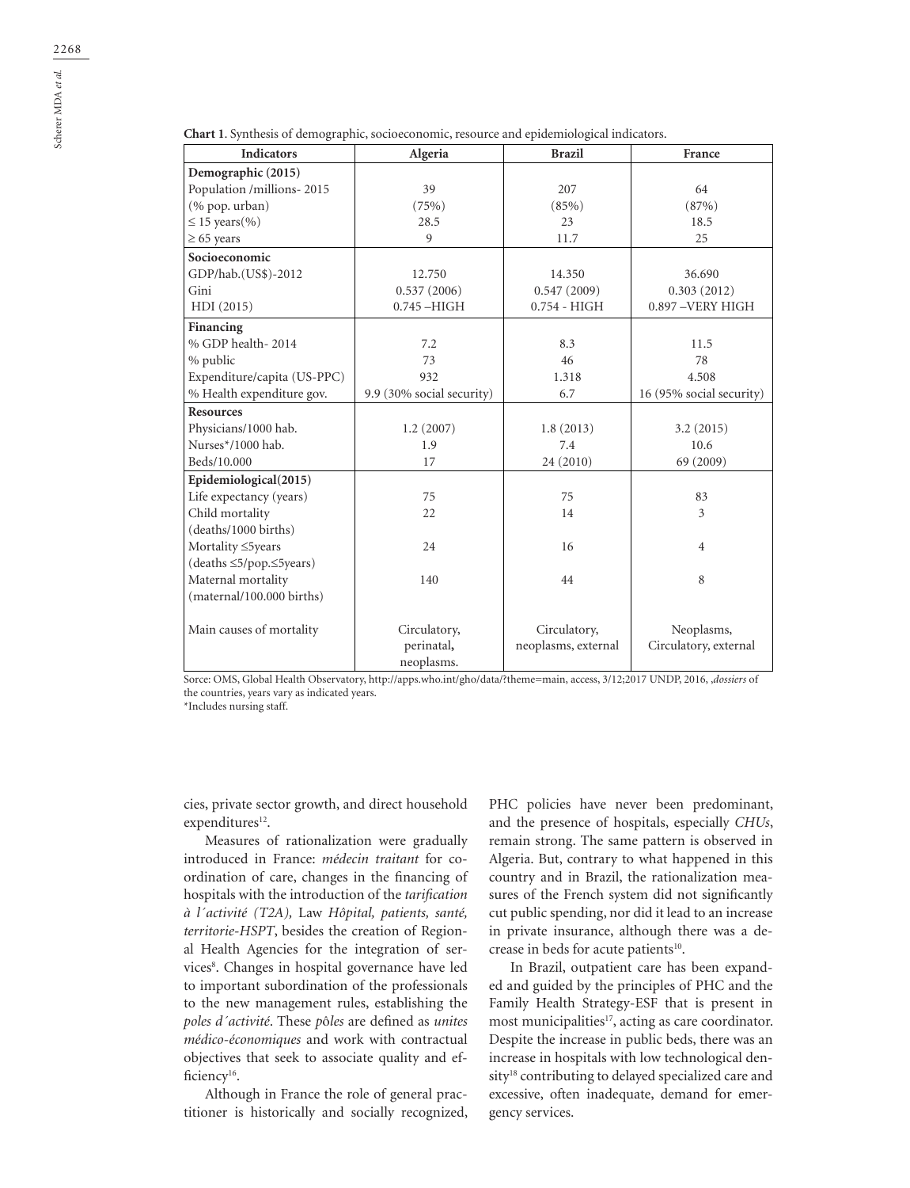**Chart 1**. Synthesis of demographic, socioeconomic, resource and epidemiological indicators.

| Indicators | Algeria | Brazil | France |
|---|---|---|---|
| **Demographic (2015)** | | | |
| Population /millions- 2015 | 39 | 207 | 64 |
| (% pop. urban) | (75%) | (85%) | (87%) |
| ≤ 15 years(%) | 28.5 | 23 | 18.5 |
| ≥ 65 years | 9 | 11.7 | 25 |
| **Socioeconomic** | | | |
| GDP/hab.(US$)-2012 | 12.750 | 14.350 | 36.690 |
| Gini | 0.537 (2006) | 0.547 (2009) | 0.303 (2012) |
| HDI (2015) | 0.745 –HIGH | 0.754 - HIGH | 0.897 –VERY HIGH |
| **Financing** | | | |
| % GDP health- 2014 | 7.2 | 8.3 | 11.5 |
| % public | 73 | 46 | 78 |
| Expenditure/capita (US-PPC) | 932 | 1.318 | 4.508 |
| % Health expenditure gov. | 9.9 (30% social security) | 6.7 | 16 (95% social security) |
| **Resources** | | | |
| Physicians/1000 hab. | 1.2 (2007) | 1.8 (2013) | 3.2 (2015) |
| Nurses*/1000 hab. | 1.9 | 7.4 | 10.6 |
| Beds/10.000 | 17 | 24 (2010) | 69 (2009) |
| **Epidemiological(2015)** | | | |
| Life expectancy (years) | 75 | 75 | 83 |
| Child mortality (deaths/1000 births) | 22 | 14 | 3 |
| Mortality ≤5years (deaths ≤5/pop.≤5years) | 24 | 16 | 4 |
| Maternal mortality (maternal/100.000 births) | 140 | 44 | 8 |
| Main causes of mortality | Circulatory, perinatal, neoplasms. | Circulatory, neoplasms, external | Neoplasms, Circulatory, external |

Sorce: OMS, Global Health Observatory, http://apps.who.int/gho/data/?theme=main, access, 3/12;2017 UNDP, 2016, ,*dossiers* of the countries, years vary as indicated years.
*Includes nursing staff.

cies, private sector growth, and direct household expenditures[12].

Measures of rationalization were gradually introduced in France: *médecin traitant* for coordination of care, changes in the financing of hospitals with the introduction of the *tarification à l´activité (T2A),* Law *Hôpital, patients, santé, territorie-HSPT*, besides the creation of Regional Health Agencies for the integration of services[8]. Changes in hospital governance have led to important subordination of the professionals to the new management rules, establishing the *poles d´activité*. These *pôles* are defined as *unites médico-économiques* and work with contractual objectives that seek to associate quality and efficiency[16].

Although in France the role of general practitioner is historically and socially recognized, PHC policies have never been predominant, and the presence of hospitals, especially *CHUs*, remain strong. The same pattern is observed in Algeria. But, contrary to what happened in this country and in Brazil, the rationalization measures of the French system did not significantly cut public spending, nor did it lead to an increase in private insurance, although there was a decrease in beds for acute patients[10].

In Brazil, outpatient care has been expanded and guided by the principles of PHC and the Family Health Strategy-ESF that is present in most municipalities[17], acting as care coordinator. Despite the increase in public beds, there was an increase in hospitals with low technological density[18] contributing to delayed specialized care and excessive, often inadequate, demand for emergency services.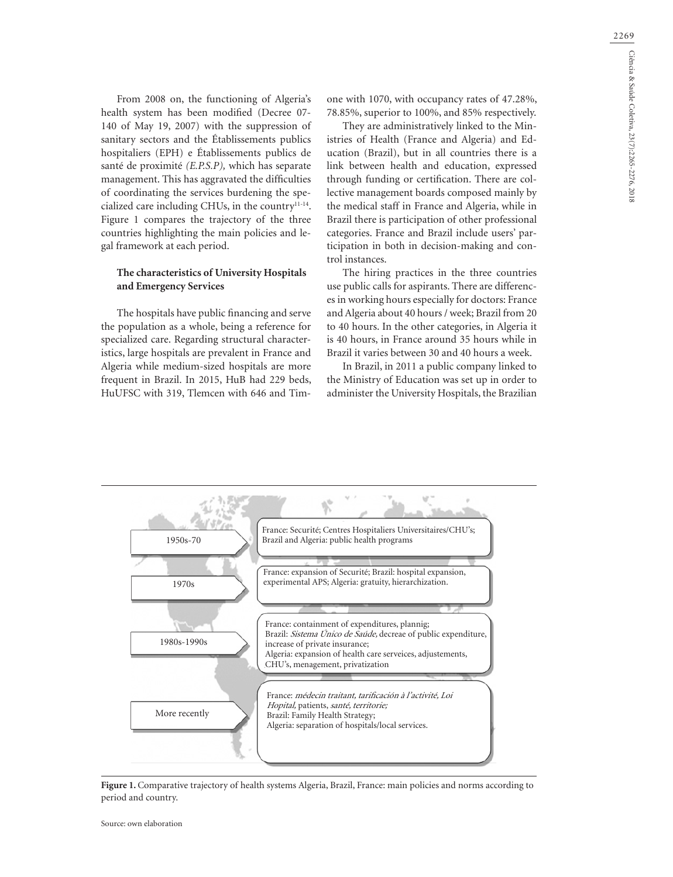From 2008 on, the functioning of Algeria's health system has been modified (Decree 07-140 of May 19, 2007) with the suppression of sanitary sectors and the Établissements publics hospitaliers (EPH) e Établissements publics de santé de proximité *(E.P.S.P),* which has separate management. This has aggravated the difficulties of coordinating the services burdening the specialized care including CHUs, in the country[11-14]. Figure 1 compares the trajectory of the three countries highlighting the main policies and legal framework at each period.

### The characteristics of University Hospitals and Emergency Services

The hospitals have public financing and serve the population as a whole, being a reference for specialized care. Regarding structural characteristics, large hospitals are prevalent in France and Algeria while medium-sized hospitals are more frequent in Brazil. In 2015, HuB had 229 beds, HuUFSC with 319, Tlemcen with 646 and Timone with 1070, with occupancy rates of 47.28%, 78.85%, superior to 100%, and 85% respectively.

They are administratively linked to the Ministries of Health (France and Algeria) and Education (Brazil), but in all countries there is a link between health and education, expressed through funding or certification. There are collective management boards composed mainly by the medical staff in France and Algeria, while in Brazil there is participation of other professional categories. France and Brazil include users' participation in both in decision-making and control instances.

The hiring practices in the three countries use public calls for aspirants. There are differences in working hours especially for doctors: France and Algeria about 40 hours / week; Brazil from 20 to 40 hours. In the other categories, in Algeria it is 40 hours, in France around 35 hours while in Brazil it varies between 30 and 40 hours a week.

In Brazil, in 2011 a public company linked to the Ministry of Education was set up in order to administer the University Hospitals, the Brazilian

| Period | Main policies and norms |
|---|---|
| 1950s-70 | France: Securité; Centres Hospitaliers Universitaires/CHU's; Brazil and Algeria: public health programs |
| 1970s | France: expansion of Securité; Brazil: hospital expansion, experimental APS; Algeria: gratuity, hierarchization. |
| 1980s-1990s | France: containment of expenditures, plannig; Brazil: *Sistema Único de Saúde*, decreae of public expenditure, increase of private insurance; Algeria: expansion of health care serveices, adjustements, CHU's, menagement, privatization |
| More recently | France: *médecin traitant, tarificación à l'activité, Loi Hopital,* patients, *santé, territorie;* Brazil: Family Health Strategy; Algeria: separation of hospitals/local services. |

**Figure 1.** Comparative trajectory of health systems Algeria, Brazil, France: main policies and norms according to period and country.

Source: own elaboration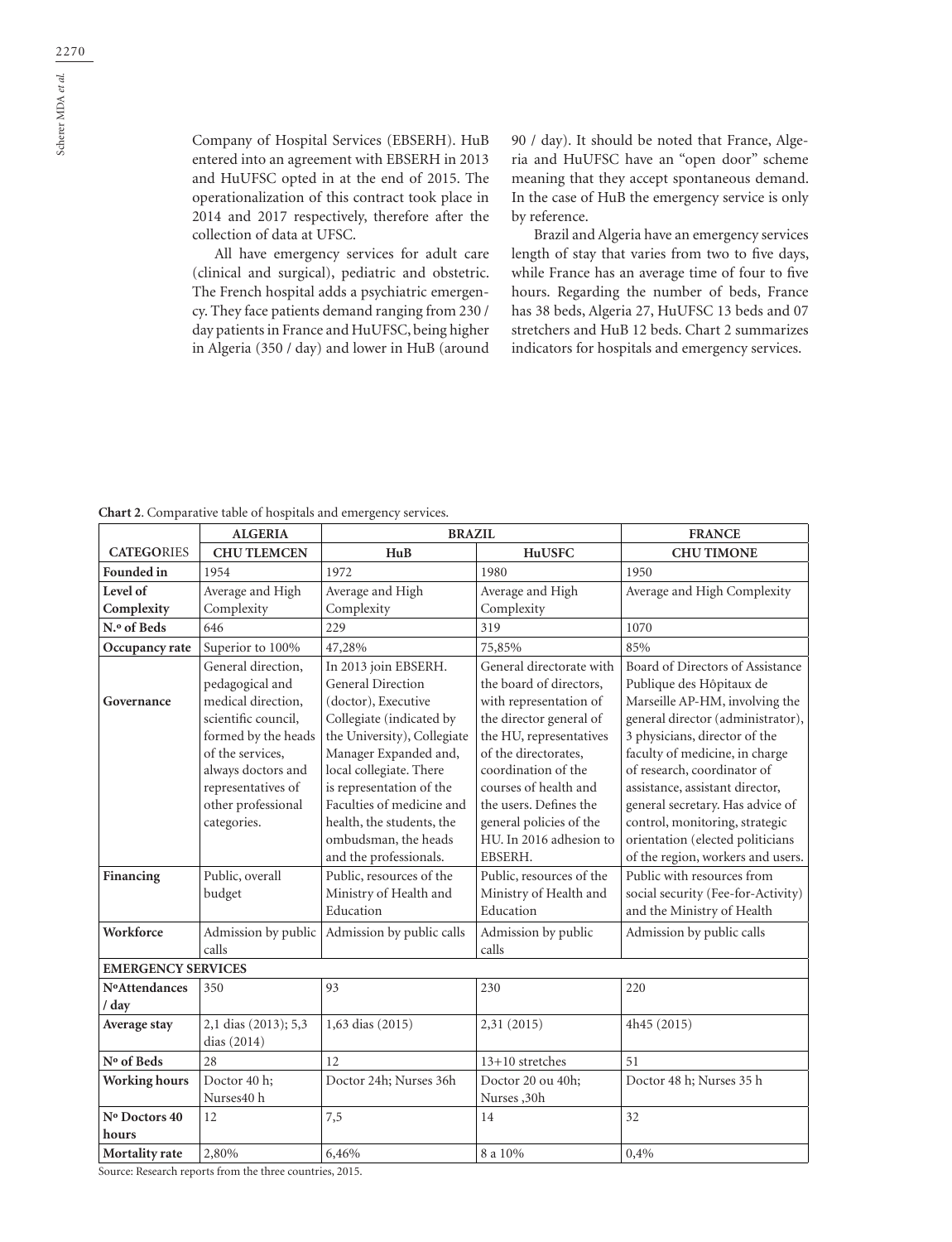Company of Hospital Services (EBSERH). HuB entered into an agreement with EBSERH in 2013 and HuUFSC opted in at the end of 2015. The operationalization of this contract took place in 2014 and 2017 respectively, therefore after the collection of data at UFSC.

All have emergency services for adult care (clinical and surgical), pediatric and obstetric. The French hospital adds a psychiatric emergency. They face patients demand ranging from 230 / day patients in France and HuUFSC, being higher in Algeria (350 / day) and lower in HuB (around 90 / day). It should be noted that France, Algeria and HuUFSC have an "open door" scheme meaning that they accept spontaneous demand. In the case of HuB the emergency service is only by reference.

Brazil and Algeria have an emergency services length of stay that varies from two to five days, while France has an average time of four to five hours. Regarding the number of beds, France has 38 beds, Algeria 27, HuUFSC 13 beds and 07 stretchers and HuB 12 beds. Chart 2 summarizes indicators for hospitals and emergency services.

**Chart 2**. Comparative table of hospitals and emergency services.

| | **ALGERIA** | **BRAZIL** | | **FRANCE** |
|---|---|---|---|---|
| **CATEGORIES** | **CHU TLEMCEN** | **HuB** | **HuUSFC** | **CHU TIMONE** |
| **Founded in** | 1954 | 1972 | 1980 | 1950 |
| **Level of Complexity** | Average and High Complexity | Average and High Complexity | Average and High Complexity | Average and High Complexity |
| **N.º of Beds** | 646 | 229 | 319 | 1070 |
| **Occupancy rate** | Superior to 100% | 47,28% | 75,85% | 85% |
| **Governance** | General direction, pedagogical and medical direction, scientific council, formed by the heads of the services, always doctors and representatives of other professional categories. | In 2013 join EBSERH. General Direction (doctor), Executive Collegiate (indicated by the University), Collegiate Manager Expanded and, local collegiate. There is representation of the Faculties of medicine and health, the students, the ombudsman, the heads and the professionals. | General directorate with the board of directors, with representation of the director general of the HU, representatives of the directorates, coordination of the courses of health and the users. Defines the general policies of the HU. In 2016 adhesion to EBSERH. | Board of Directors of Assistance Publique des Hôpitaux de Marseille AP-HM, involving the general director (administrator), 3 physicians, director of the faculty of medicine, in charge of research, coordinator of assistance, assistant director, general secretary. Has advice of control, monitoring, strategic orientation (elected politicians of the region, workers and users. |
| **Financing** | Public, overall budget | Public, resources of the Ministry of Health and Education | Public, resources of the Ministry of Health and Education | Public with resources from social security (Fee-for-Activity) and the Ministry of Health |
| **Workforce** | Admission by public calls | Admission by public calls | Admission by public calls | Admission by public calls |
| **EMERGENCY SERVICES** | | | | |
| **NºAttendances / day** | 350 | 93 | 230 | 220 |
| **Average stay** | 2,1 dias (2013); 5,3 dias (2014) | 1,63 dias (2015) | 2,31 (2015) | 4h45 (2015) |
| **Nº of Beds** | 28 | 12 | 13+10 stretches | 51 |
| **Working hours** | Doctor 40 h; Nurses40 h | Doctor 24h; Nurses 36h | Doctor 20 ou 40h; Nurses ,30h | Doctor 48 h; Nurses 35 h |
| **Nº Doctors 40 hours** | 12 | 7,5 | 14 | 32 |
| **Mortality rate** | 2,80% | 6,46% | 8 a 10% | 0,4% |

Source: Research reports from the three countries, 2015.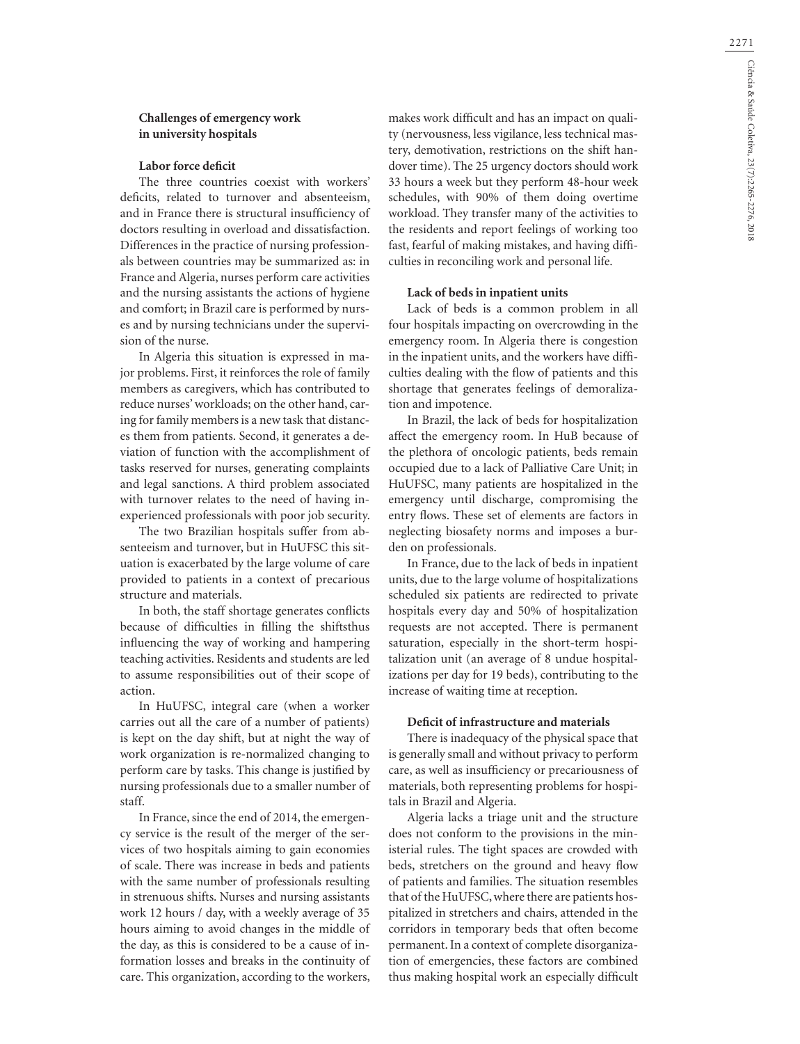### Challenges of emergency work in university hospitals

#### Labor force deficit

The three countries coexist with workers' deficits, related to turnover and absenteeism, and in France there is structural insufficiency of doctors resulting in overload and dissatisfaction. Differences in the practice of nursing professionals between countries may be summarized as: in France and Algeria, nurses perform care activities and the nursing assistants the actions of hygiene and comfort; in Brazil care is performed by nurses and by nursing technicians under the supervision of the nurse.

In Algeria this situation is expressed in major problems. First, it reinforces the role of family members as caregivers, which has contributed to reduce nurses' workloads; on the other hand, caring for family members is a new task that distances them from patients. Second, it generates a deviation of function with the accomplishment of tasks reserved for nurses, generating complaints and legal sanctions. A third problem associated with turnover relates to the need of having inexperienced professionals with poor job security.

The two Brazilian hospitals suffer from absenteeism and turnover, but in HuUFSC this situation is exacerbated by the large volume of care provided to patients in a context of precarious structure and materials.

In both, the staff shortage generates conflicts because of difficulties in filling the shiftsthus influencing the way of working and hampering teaching activities. Residents and students are led to assume responsibilities out of their scope of action.

In HuUFSC, integral care (when a worker carries out all the care of a number of patients) is kept on the day shift, but at night the way of work organization is re-normalized changing to perform care by tasks. This change is justified by nursing professionals due to a smaller number of staff.

In France, since the end of 2014, the emergency service is the result of the merger of the services of two hospitals aiming to gain economies of scale. There was increase in beds and patients with the same number of professionals resulting in strenuous shifts. Nurses and nursing assistants work 12 hours / day, with a weekly average of 35 hours aiming to avoid changes in the middle of the day, as this is considered to be a cause of information losses and breaks in the continuity of care. This organization, according to the workers, makes work difficult and has an impact on quality (nervousness, less vigilance, less technical mastery, demotivation, restrictions on the shift handover time). The 25 urgency doctors should work 33 hours a week but they perform 48-hour week schedules, with 90% of them doing overtime workload. They transfer many of the activities to the residents and report feelings of working too fast, fearful of making mistakes, and having difficulties in reconciling work and personal life.

#### Lack of beds in inpatient units

Lack of beds is a common problem in all four hospitals impacting on overcrowding in the emergency room. In Algeria there is congestion in the inpatient units, and the workers have difficulties dealing with the flow of patients and this shortage that generates feelings of demoralization and impotence.

In Brazil, the lack of beds for hospitalization affect the emergency room. In HuB because of the plethora of oncologic patients, beds remain occupied due to a lack of Palliative Care Unit; in HuUFSC, many patients are hospitalized in the emergency until discharge, compromising the entry flows. These set of elements are factors in neglecting biosafety norms and imposes a burden on professionals.

In France, due to the lack of beds in inpatient units, due to the large volume of hospitalizations scheduled six patients are redirected to private hospitals every day and 50% of hospitalization requests are not accepted. There is permanent saturation, especially in the short-term hospitalization unit (an average of 8 undue hospitalizations per day for 19 beds), contributing to the increase of waiting time at reception.

#### Deficit of infrastructure and materials

There is inadequacy of the physical space that is generally small and without privacy to perform care, as well as insufficiency or precariousness of materials, both representing problems for hospitals in Brazil and Algeria.

Algeria lacks a triage unit and the structure does not conform to the provisions in the ministerial rules. The tight spaces are crowded with beds, stretchers on the ground and heavy flow of patients and families. The situation resembles that of the HuUFSC, where there are patients hospitalized in stretchers and chairs, attended in the corridors in temporary beds that often become permanent. In a context of complete disorganization of emergencies, these factors are combined thus making hospital work an especially difficult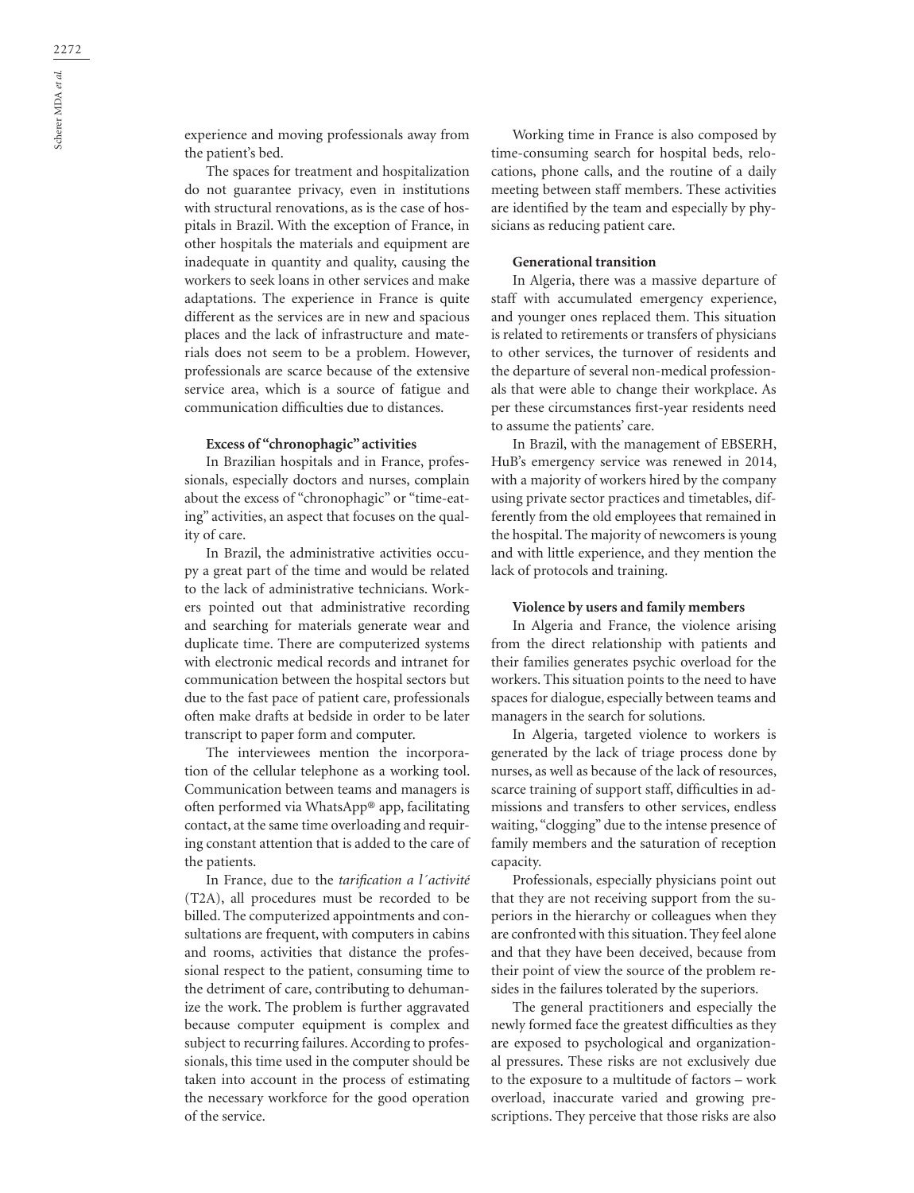experience and moving professionals away from the patient's bed.

The spaces for treatment and hospitalization do not guarantee privacy, even in institutions with structural renovations, as is the case of hospitals in Brazil. With the exception of France, in other hospitals the materials and equipment are inadequate in quantity and quality, causing the workers to seek loans in other services and make adaptations. The experience in France is quite different as the services are in new and spacious places and the lack of infrastructure and materials does not seem to be a problem. However, professionals are scarce because of the extensive service area, which is a source of fatigue and communication difficulties due to distances.

### Excess of "chronophagic" activities

In Brazilian hospitals and in France, professionals, especially doctors and nurses, complain about the excess of "chronophagic" or "time-eating" activities, an aspect that focuses on the quality of care.

In Brazil, the administrative activities occupy a great part of the time and would be related to the lack of administrative technicians. Workers pointed out that administrative recording and searching for materials generate wear and duplicate time. There are computerized systems with electronic medical records and intranet for communication between the hospital sectors but due to the fast pace of patient care, professionals often make drafts at bedside in order to be later transcript to paper form and computer.

The interviewees mention the incorporation of the cellular telephone as a working tool. Communication between teams and managers is often performed via WhatsApp® app, facilitating contact, at the same time overloading and requiring constant attention that is added to the care of the patients.

In France, due to the *tarification a l´activité* (T2A), all procedures must be recorded to be billed. The computerized appointments and consultations are frequent, with computers in cabins and rooms, activities that distance the professional respect to the patient, consuming time to the detriment of care, contributing to dehumanize the work. The problem is further aggravated because computer equipment is complex and subject to recurring failures. According to professionals, this time used in the computer should be taken into account in the process of estimating the necessary workforce for the good operation of the service.

Working time in France is also composed by time-consuming search for hospital beds, relocations, phone calls, and the routine of a daily meeting between staff members. These activities are identified by the team and especially by physicians as reducing patient care.

### Generational transition

In Algeria, there was a massive departure of staff with accumulated emergency experience, and younger ones replaced them. This situation is related to retirements or transfers of physicians to other services, the turnover of residents and the departure of several non-medical professionals that were able to change their workplace. As per these circumstances first-year residents need to assume the patients' care.

In Brazil, with the management of EBSERH, HuB's emergency service was renewed in 2014, with a majority of workers hired by the company using private sector practices and timetables, differently from the old employees that remained in the hospital. The majority of newcomers is young and with little experience, and they mention the lack of protocols and training.

### Violence by users and family members

In Algeria and France, the violence arising from the direct relationship with patients and their families generates psychic overload for the workers. This situation points to the need to have spaces for dialogue, especially between teams and managers in the search for solutions.

In Algeria, targeted violence to workers is generated by the lack of triage process done by nurses, as well as because of the lack of resources, scarce training of support staff, difficulties in admissions and transfers to other services, endless waiting, "clogging" due to the intense presence of family members and the saturation of reception capacity.

Professionals, especially physicians point out that they are not receiving support from the superiors in the hierarchy or colleagues when they are confronted with this situation. They feel alone and that they have been deceived, because from their point of view the source of the problem resides in the failures tolerated by the superiors.

The general practitioners and especially the newly formed face the greatest difficulties as they are exposed to psychological and organizational pressures. These risks are not exclusively due to the exposure to a multitude of factors – work overload, inaccurate varied and growing prescriptions. They perceive that those risks are also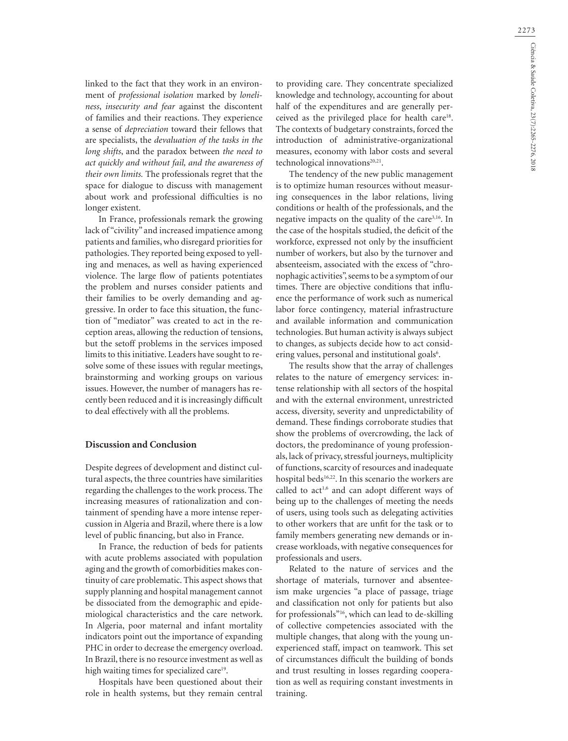linked to the fact that they work in an environment of *professional isolation* marked by *loneliness*, *insecurity and fear* against the discontent of families and their reactions. They experience a sense of *depreciation* toward their fellows that are specialists, the *devaluation of the tasks in the long shifts*, and the paradox between *the need to act quickly and without fail, and the awareness of their own limits.* The professionals regret that the space for dialogue to discuss with management about work and professional difficulties is no longer existent.

In France, professionals remark the growing lack of "civility" and increased impatience among patients and families, who disregard priorities for pathologies. They reported being exposed to yelling and menaces, as well as having experienced violence. The large flow of patients potentiates the problem and nurses consider patients and their families to be overly demanding and aggressive. In order to face this situation, the function of "mediator" was created to act in the reception areas, allowing the reduction of tensions, but the setoff problems in the services imposed limits to this initiative. Leaders have sought to resolve some of these issues with regular meetings, brainstorming and working groups on various issues. However, the number of managers has recently been reduced and it is increasingly difficult to deal effectively with all the problems.

## Discussion and Conclusion

Despite degrees of development and distinct cultural aspects, the three countries have similarities regarding the challenges to the work process. The increasing measures of rationalization and containment of spending have a more intense repercussion in Algeria and Brazil, where there is a low level of public financing, but also in France.

In France, the reduction of beds for patients with acute problems associated with population aging and the growth of comorbidities makes continuity of care problematic. This aspect shows that supply planning and hospital management cannot be dissociated from the demographic and epidemiological characteristics and the care network. In Algeria, poor maternal and infant mortality indicators point out the importance of expanding PHC in order to decrease the emergency overload. In Brazil, there is no resource investment as well as high waiting times for specialized care[19].

Hospitals have been questioned about their role in health systems, but they remain central to providing care. They concentrate specialized knowledge and technology, accounting for about half of the expenditures and are generally perceived as the privileged place for health care[18]. The contexts of budgetary constraints, forced the introduction of administrative-organizational measures, economy with labor costs and several technological innovations[20,21].

The tendency of the new public management is to optimize human resources without measuring consequences in the labor relations, living conditions or health of the professionals, and the negative impacts on the quality of the care[3,16]. In the case of the hospitals studied, the deficit of the workforce, expressed not only by the insufficient number of workers, but also by the turnover and absenteeism, associated with the excess of "chronophagic activities", seems to be a symptom of our times. There are objective conditions that influence the performance of work such as numerical labor force contingency, material infrastructure and available information and communication technologies. But human activity is always subject to changes, as subjects decide how to act considering values, personal and institutional goals[6].

The results show that the array of challenges relates to the nature of emergency services: intense relationship with all sectors of the hospital and with the external environment, unrestricted access, diversity, severity and unpredictability of demand. These findings corroborate studies that show the problems of overcrowding, the lack of doctors, the predominance of young professionals, lack of privacy, stressful journeys, multiplicity of functions, scarcity of resources and inadequate hospital beds[16,22]. In this scenario the workers are called to act[1,6] and can adopt different ways of being up to the challenges of meeting the needs of users, using tools such as delegating activities to other workers that are unfit for the task or to family members generating new demands or increase workloads, with negative consequences for professionals and users.

Related to the nature of services and the shortage of materials, turnover and absenteeism make urgencies "a place of passage, triage and classification not only for patients but also for professionals"[16], which can lead to de-skilling of collective competencies associated with the multiple changes, that along with the young unexperienced staff, impact on teamwork. This set of circumstances difficult the building of bonds and trust resulting in losses regarding cooperation as well as requiring constant investments in training.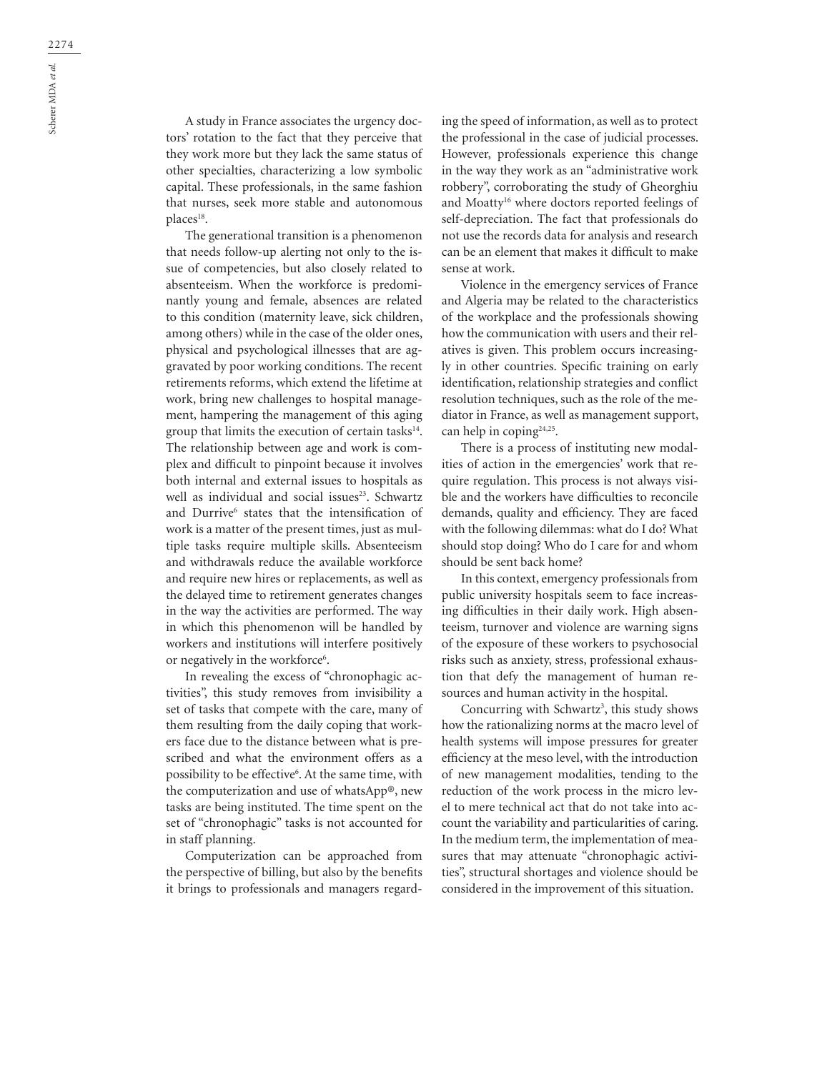A study in France associates the urgency doctors' rotation to the fact that they perceive that they work more but they lack the same status of other specialties, characterizing a low symbolic capital. These professionals, in the same fashion that nurses, seek more stable and autonomous places[18].

The generational transition is a phenomenon that needs follow-up alerting not only to the issue of competencies, but also closely related to absenteeism. When the workforce is predominantly young and female, absences are related to this condition (maternity leave, sick children, among others) while in the case of the older ones, physical and psychological illnesses that are aggravated by poor working conditions. The recent retirements reforms, which extend the lifetime at work, bring new challenges to hospital management, hampering the management of this aging group that limits the execution of certain tasks[14]. The relationship between age and work is complex and difficult to pinpoint because it involves both internal and external issues to hospitals as well as individual and social issues[23]. Schwartz and Durrive[6] states that the intensification of work is a matter of the present times, just as multiple tasks require multiple skills. Absenteeism and withdrawals reduce the available workforce and require new hires or replacements, as well as the delayed time to retirement generates changes in the way the activities are performed. The way in which this phenomenon will be handled by workers and institutions will interfere positively or negatively in the workforce[6].

In revealing the excess of "chronophagic activities", this study removes from invisibility a set of tasks that compete with the care, many of them resulting from the daily coping that workers face due to the distance between what is prescribed and what the environment offers as a possibility to be effective[6]. At the same time, with the computerization and use of whatsApp®, new tasks are being instituted. The time spent on the set of "chronophagic" tasks is not accounted for in staff planning.

Computerization can be approached from the perspective of billing, but also by the benefits it brings to professionals and managers regarding the speed of information, as well as to protect the professional in the case of judicial processes. However, professionals experience this change in the way they work as an "administrative work robbery", corroborating the study of Gheorghiu and Moatty[16] where doctors reported feelings of self-depreciation. The fact that professionals do not use the records data for analysis and research can be an element that makes it difficult to make sense at work.

Violence in the emergency services of France and Algeria may be related to the characteristics of the workplace and the professionals showing how the communication with users and their relatives is given. This problem occurs increasingly in other countries. Specific training on early identification, relationship strategies and conflict resolution techniques, such as the role of the mediator in France, as well as management support, can help in coping[24,25].

There is a process of instituting new modalities of action in the emergencies' work that require regulation. This process is not always visible and the workers have difficulties to reconcile demands, quality and efficiency. They are faced with the following dilemmas: what do I do? What should stop doing? Who do I care for and whom should be sent back home?

In this context, emergency professionals from public university hospitals seem to face increasing difficulties in their daily work. High absenteeism, turnover and violence are warning signs of the exposure of these workers to psychosocial risks such as anxiety, stress, professional exhaustion that defy the management of human resources and human activity in the hospital.

Concurring with Schwartz[3], this study shows how the rationalizing norms at the macro level of health systems will impose pressures for greater efficiency at the meso level, with the introduction of new management modalities, tending to the reduction of the work process in the micro level to mere technical act that do not take into account the variability and particularities of caring. In the medium term, the implementation of measures that may attenuate "chronophagic activities", structural shortages and violence should be considered in the improvement of this situation.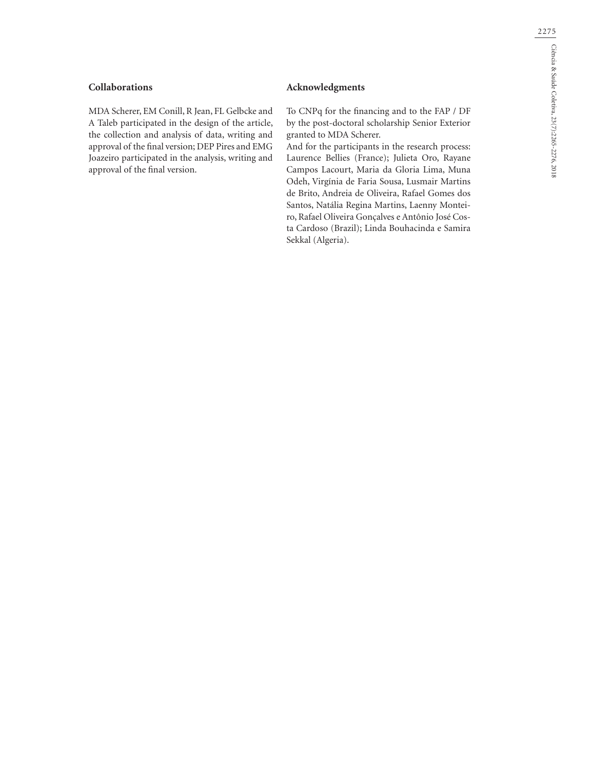## Collaborations

MDA Scherer, EM Conill, R Jean, FL Gelbcke and A Taleb participated in the design of the article, the collection and analysis of data, writing and approval of the final version; DEP Pires and EMG Joazeiro participated in the analysis, writing and approval of the final version.

## Acknowledgments

To CNPq for the financing and to the FAP / DF by the post-doctoral scholarship Senior Exterior granted to MDA Scherer.

And for the participants in the research process: Laurence Bellies (France); Julieta Oro, Rayane Campos Lacourt, Maria da Gloria Lima, Muna Odeh, Virgínia de Faria Sousa, Lusmair Martins de Brito, Andreia de Oliveira, Rafael Gomes dos Santos, Natália Regina Martins, Laenny Monteiro, Rafael Oliveira Gonçalves e Antônio José Costa Cardoso (Brazil); Linda Bouhacinda e Samira Sekkal (Algeria).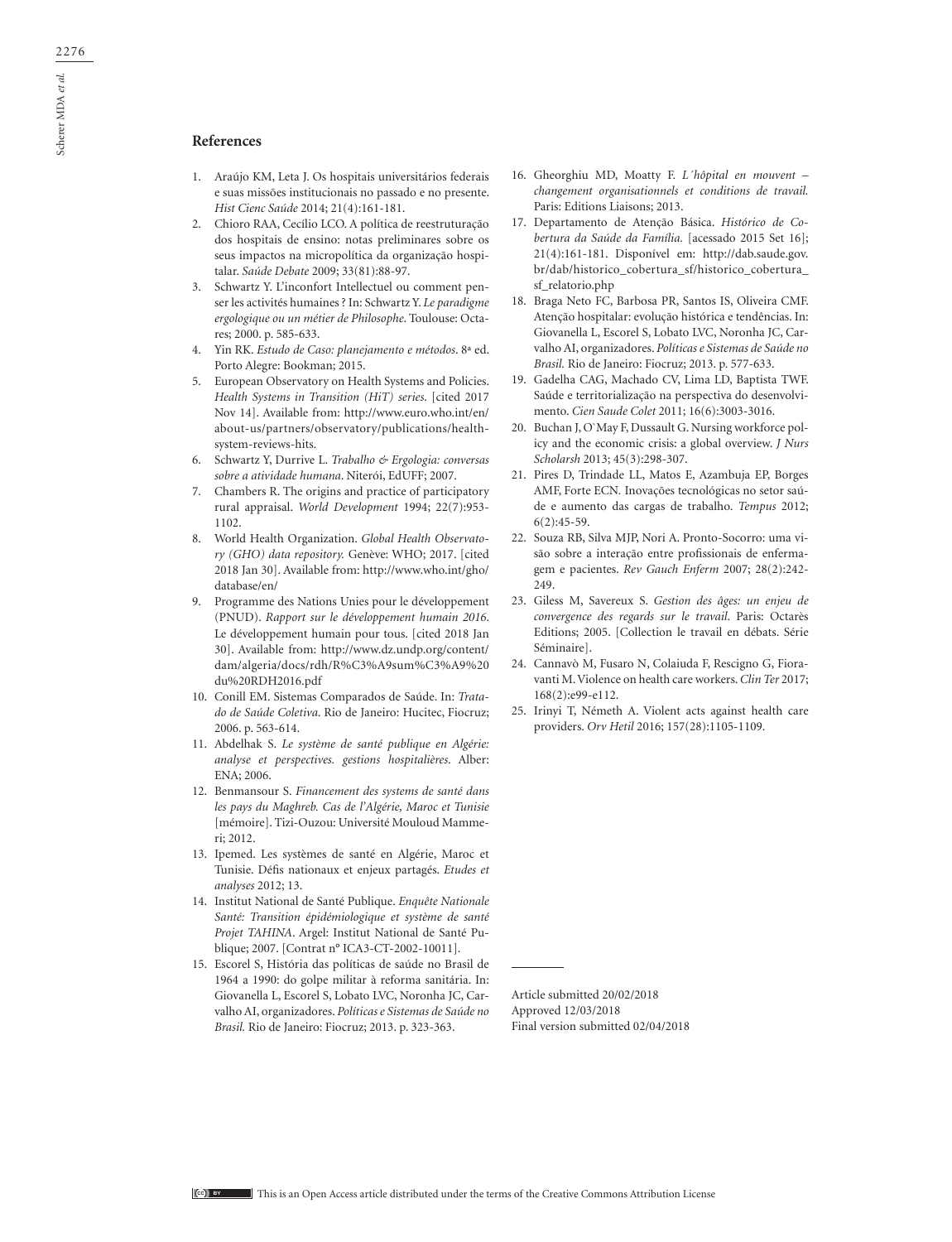## References

1. Araújo KM, Leta J. Os hospitais universitários federais e suas missões institucionais no passado e no presente. *Hist Cienc Saúde* 2014; 21(4):161-181.
2. Chioro RAA, Cecílio LCO. A política de reestruturação dos hospitais de ensino: notas preliminares sobre os seus impactos na micropolítica da organização hospitalar. *Saúde Debate* 2009; 33(81):88-97.
3. Schwartz Y. L'inconfort Intellectuel ou comment penser les activités humaines ? In: Schwartz Y. *Le paradigme ergologique ou un métier de Philosophe*. Toulouse: Octares; 2000. p. 585-633.
4. Yin RK. *Estudo de Caso: planejamento e métodos*. 8ª ed. Porto Alegre: Bookman; 2015.
5. European Observatory on Health Systems and Policies. *Health Systems in Transition (HiT) series*. [cited 2017 Nov 14]. Available from: http://www.euro.who.int/en/about-us/partners/observatory/publications/health-system-reviews-hits.
6. Schwartz Y, Durrive L. *Trabalho & Ergologia: conversas sobre a atividade humana*. Niterói, EdUFF; 2007.
7. Chambers R. The origins and practice of participatory rural appraisal. *World Development* 1994; 22(7):953-1102.
8. World Health Organization. *Global Health Observatory (GHO) data repository.* Genève: WHO; 2017. [cited 2018 Jan 30]. Available from: http://www.who.int/gho/database/en/
9. Programme des Nations Unies pour le développement (PNUD). *Rapport sur le développement humain 2016*. Le développement humain pour tous. [cited 2018 Jan 30]. Available from: http://www.dz.undp.org/content/dam/algeria/docs/rdh/R%C3%A9sum%C3%A9%20du%20RDH2016.pdf
10. Conill EM. Sistemas Comparados de Saúde. In: *Tratado de Saúde Coletiva*. Rio de Janeiro: Hucitec, Fiocruz; 2006. p. 563-614.
11. Abdelhak S. *Le système de santé publique en Algérie: analyse et perspectives. gestions hospitalières*. Alber: ENA; 2006.
12. Benmansour S. *Financement des systems de santé dans les pays du Maghreb. Cas de l'Algérie, Maroc et Tunisie* [mémoire]. Tizi-Ouzou: Université Mouloud Mammeri; 2012.
13. Ipemed. Les systèmes de santé en Algérie, Maroc et Tunisie. Défis nationaux et enjeux partagés. *Etudes et analyses* 2012; 13.
14. Institut National de Santé Publique. *Enquête Nationale Santé: Transition épidémiologique et système de santé Projet TAHINA*. Argel: Institut National de Santé Publique; 2007. [Contrat nº ICA3-CT-2002-10011].
15. Escorel S, História das políticas de saúde no Brasil de 1964 a 1990: do golpe militar à reforma sanitária. In: Giovanella L, Escorel S, Lobato LVC, Noronha JC, Carvalho AI, organizadores. *Políticas e Sistemas de Saúde no Brasil.* Rio de Janeiro: Fiocruz; 2013. p. 323-363.
16. Gheorghiu MD, Moatty F. *L´hôpital en mouvent – changement organisationnels et conditions de travail.* Paris: Editions Liaisons; 2013.
17. Departamento de Atenção Básica. *Histórico de Cobertura da Saúde da Família.* [acessado 2015 Set 16]; 21(4):161-181. Disponível em: http://dab.saude.gov.br/dab/historico_cobertura_sf/historico_cobertura_sf_relatorio.php
18. Braga Neto FC, Barbosa PR, Santos IS, Oliveira CMF. Atenção hospitalar: evolução histórica e tendências. In: Giovanella L, Escorel S, Lobato LVC, Noronha JC, Carvalho AI, organizadores. *Políticas e Sistemas de Saúde no Brasil.* Rio de Janeiro: Fiocruz; 2013. p. 577-633.
19. Gadelha CAG, Machado CV, Lima LD, Baptista TWF. Saúde e territorialização na perspectiva do desenvolvimento. *Cien Saude Colet* 2011; 16(6):3003-3016.
20. Buchan J, O`May F, Dussault G. Nursing workforce policy and the economic crisis: a global overview. *J Nurs Scholarsh* 2013; 45(3):298-307.
21. Pires D, Trindade LL, Matos E, Azambuja EP, Borges AMF, Forte ECN. Inovações tecnológicas no setor saúde e aumento das cargas de trabalho. *Tempus* 2012; 6(2):45-59.
22. Souza RB, Silva MJP, Nori A. Pronto-Socorro: uma visão sobre a interação entre profissionais de enfermagem e pacientes. *Rev Gauch Enferm* 2007; 28(2):242-249.
23. Giless M, Savereux S. *Gestion des âges: un enjeu de convergence des regards sur le travail*. Paris: Octarès Editions; 2005. [Collection le travail en débats. Série Séminaire].
24. Cannavò M, Fusaro N, Colaiuda F, Rescigno G, Fioravanti M. Violence on health care workers. *Clin Ter* 2017; 168(2):e99-e112.
25. Irinyi T, Németh A. Violent acts against health care providers. *Orv Hetil* 2016; 157(28):1105-1109.

Article submitted 20/02/2018
Approved 12/03/2018
Final version submitted 02/04/2018

This is an Open Access article distributed under the terms of the Creative Commons Attribution License